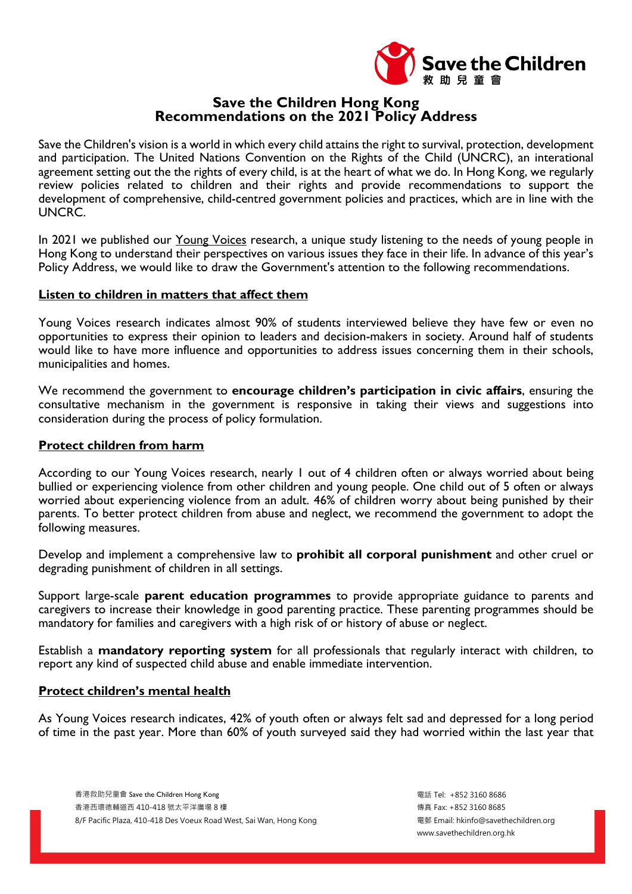# Save the Children Hong Kong
# Recommendations on the 2021 Policy Address

Save the Children's vision is a world in which every child attains the right to survival, protection, development and participation. The United Nations Convention on the Rights of the Child (UNCRC), an interational agreement setting out the the rights of every child, is at the heart of what we do. In Hong Kong, we regularly review policies related to children and their rights and provide recommendations to support the development of comprehensive, child-centred government policies and practices, which are in line with the UNCRC.

In 2021 we published our Young Voices research, a unique study listening to the needs of young people in Hong Kong to understand their perspectives on various issues they face in their life. In advance of this year's Policy Address, we would like to draw the Government's attention to the following recommendations.

## Listen to children in matters that affect them

Young Voices research indicates almost 90% of students interviewed believe they have few or even no opportunities to express their opinion to leaders and decision-makers in society. Around half of students would like to have more influence and opportunities to address issues concerning them in their schools, municipalities and homes.

We recommend the government to **encourage children's participation in civic affairs**, ensuring the consultative mechanism in the government is responsive in taking their views and suggestions into consideration during the process of policy formulation.

## Protect children from harm

According to our Young Voices research, nearly 1 out of 4 children often or always worried about being bullied or experiencing violence from other children and young people. One child out of 5 often or always worried about experiencing violence from an adult. 46% of children worry about being punished by their parents. To better protect children from abuse and neglect, we recommend the government to adopt the following measures.

Develop and implement a comprehensive law to **prohibit all corporal punishment** and other cruel or degrading punishment of children in all settings.

Support large-scale **parent education programmes** to provide appropriate guidance to parents and caregivers to increase their knowledge in good parenting practice. These parenting programmes should be mandatory for families and caregivers with a high risk of or history of abuse or neglect.

Establish a **mandatory reporting system** for all professionals that regularly interact with children, to report any kind of suspected child abuse and enable immediate intervention.

## Protect children's mental health

As Young Voices research indicates, 42% of youth often or always felt sad and depressed for a long period of time in the past year. More than 60% of youth surveyed said they had worried within the last year that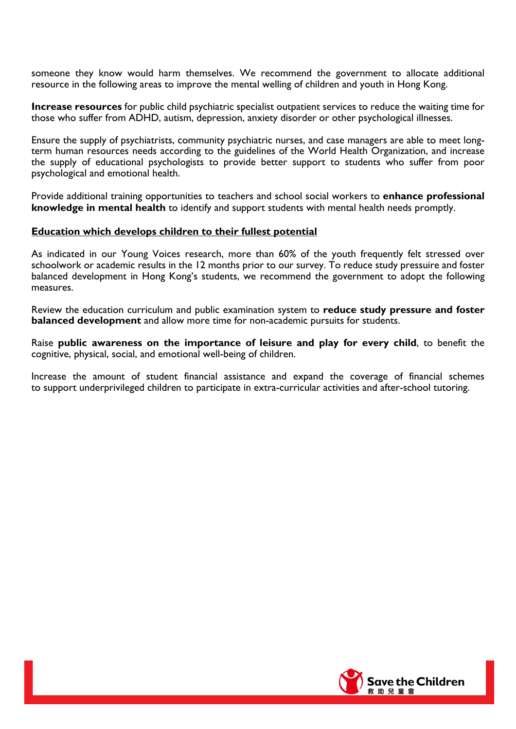someone they know would harm themselves. We recommend the government to allocate additional resource in the following areas to improve the mental welling of children and youth in Hong Kong.

**Increase resources** for public child psychiatric specialist outpatient services to reduce the waiting time for those who suffer from ADHD, autism, depression, anxiety disorder or other psychological illnesses.

Ensure the supply of psychiatrists, community psychiatric nurses, and case managers are able to meet long-term human resources needs according to the guidelines of the World Health Organization, and increase the supply of educational psychologists to provide better support to students who suffer from poor psychological and emotional health.

Provide additional training opportunities to teachers and school social workers to **enhance professional knowledge in mental health** to identify and support students with mental health needs promptly.

**<u>Education which develops children to their fullest potential</u>**

As indicated in our Young Voices research, more than 60% of the youth frequently felt stressed over schoolwork or academic results in the 12 months prior to our survey. To reduce study pressuire and foster balanced development in Hong Kong's students, we recommend the government to adopt the following measures.

Review the education curriculum and public examination system to **reduce study pressure and foster balanced development** and allow more time for non-academic pursuits for students.

Raise **public awareness on the importance of leisure and play for every child**, to benefit the cognitive, physical, social, and emotional well-being of children.

Increase the amount of student financial assistance and expand the coverage of financial schemes to support underprivileged children to participate in extra-curricular activities and after-school tutoring.